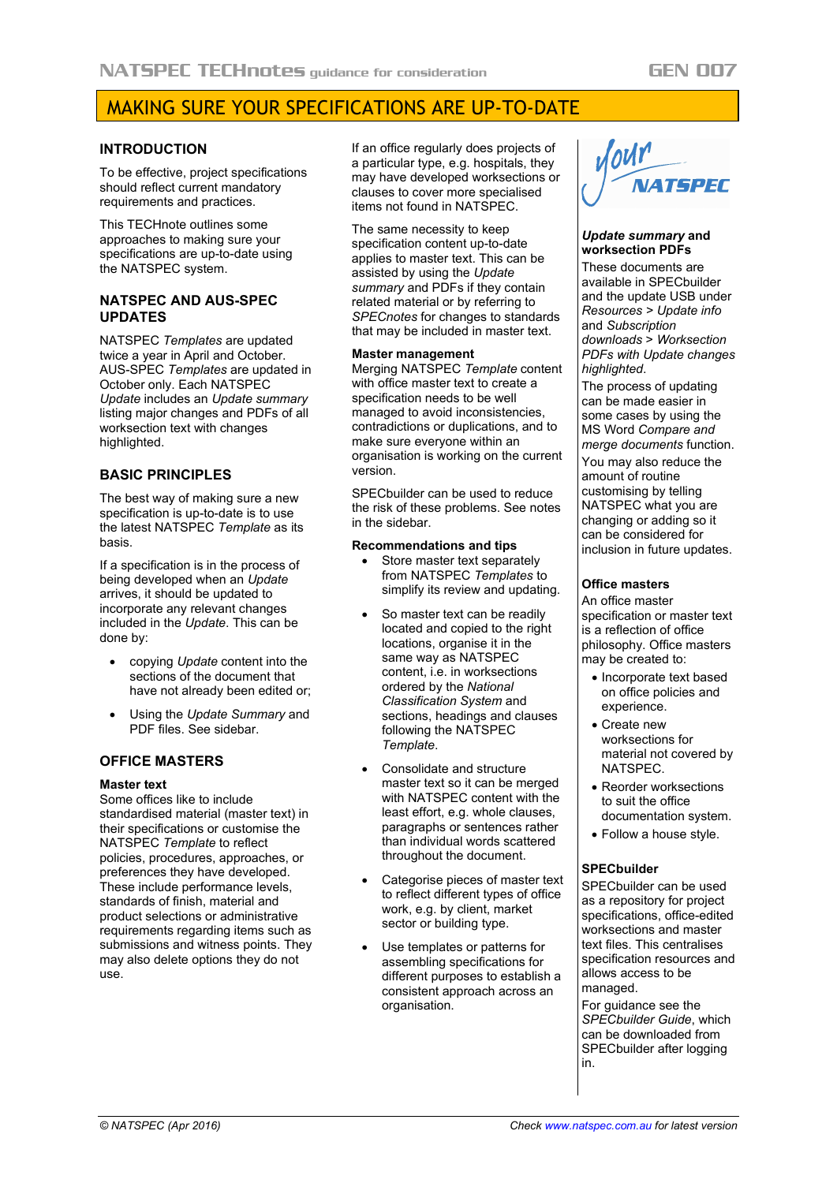# MAKING SURE YOUR SPECIFICATIONS ARE UP-TO-DATE

## INTRODUCTION

To be effective, project specifications should reflect current mandatory requirements and practices.

This TECHnote outlines some approaches to making sure your specifications are up-to-date using the NATSPEC system.

## NATSPEC AND AUS-SPEC UPDATES

NATSPEC *Templates* are updated twice a year in April and October. AUS-SPEC *Templates* are updated in October only. Each NATSPEC *Update* includes an *Update summary* listing major changes and PDFs of all worksection text with changes highlighted.

## BASIC PRINCIPLES

The best way of making sure a new specification is up-to-date is to use the latest NATSPEC *Template* as its basis.

If a specification is in the process of being developed when an *Update* arrives, it should be updated to incorporate any relevant changes included in the *Update*. This can be done by:

- copying *Update* content into the sections of the document that have not already been edited or;
- Using the *Update Summary* and PDF files. See sidebar.

## OFFICE MASTERS

### Master text

Some offices like to include standardised material (master text) in their specifications or customise the NATSPEC *Template* to reflect policies, procedures, approaches, or preferences they have developed. These include performance levels, standards of finish, material and product selections or administrative requirements regarding items such as submissions and witness points. They may also delete options they do not use.

If an office regularly does projects of a particular type, e.g. hospitals, they may have developed worksections or clauses to cover more specialised items not found in NATSPEC.

The same necessity to keep specification content up-to-date applies to master text. This can be assisted by using the *Update summary* and PDFs if they contain related material or by referring to *SPECnotes* for changes to standards that may be included in master text.

### Master management

Merging NATSPEC *Template* content with office master text to create a specification needs to be well managed to avoid inconsistencies, contradictions or duplications, and to make sure everyone within an organisation is working on the current version.

SPECbuilder can be used to reduce the risk of these problems. See notes in the sidebar.

### Recommendations and tips

- Store master text separately from NATSPEC *Templates* to simplify its review and updating.
- So master text can be readily located and copied to the right locations, organise it in the same way as NATSPEC content, i.e. in worksections ordered by the *National Classification System* and sections, headings and clauses following the NATSPEC *Template*.
- Consolidate and structure master text so it can be merged with NATSPEC content with the least effort, e.g. whole clauses, paragraphs or sentences rather than individual words scattered throughout the document.
- Categorise pieces of master text to reflect different types of office work, e.g. by client, market sector or building type.
- Use templates or patterns for assembling specifications for different purposes to establish a consistent approach across an organisation.

---

*Your NATSPEC*

**_Update summary_ and worksection PDFs**

These documents are available in SPECbuilder and the update USB under *Resources > Update info* and *Subscription downloads > Worksection PDFs with Update changes highlighted*.

The process of updating can be made easier in some cases by using the MS Word *Compare and merge documents* function.

You may also reduce the amount of routine customising by telling NATSPEC what you are changing or adding so it can be considered for inclusion in future updates.

**Office masters**

An office master specification or master text is a reflection of office philosophy. Office masters may be created to:

- Incorporate text based on office policies and experience.
- Create new worksections for material not covered by NATSPEC.
- Reorder worksections to suit the office documentation system.
- Follow a house style.

**SPECbuilder**

SPECbuilder can be used as a repository for project specifications, office-edited worksections and master text files. This centralises specification resources and allows access to be managed.

For guidance see the *SPECbuilder Guide*, which can be downloaded from SPECbuilder after logging in.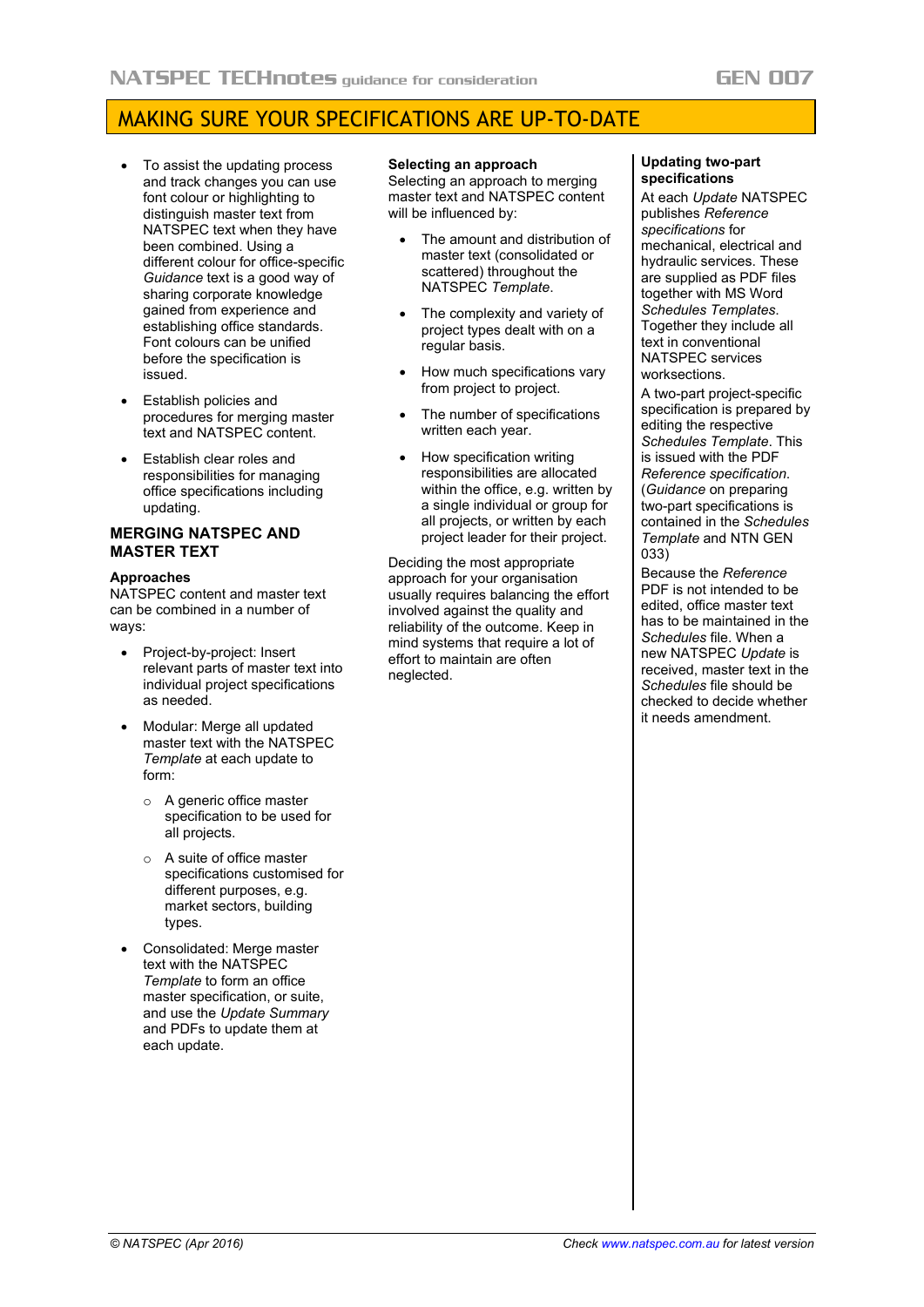- To assist the updating process and track changes you can use font colour or highlighting to distinguish master text from NATSPEC text when they have been combined. Using a different colour for office-specific *Guidance* text is a good way of sharing corporate knowledge gained from experience and establishing office standards. Font colours can be unified before the specification is issued.
- Establish policies and procedures for merging master text and NATSPEC content.
- Establish clear roles and responsibilities for managing office specifications including updating.

## MERGING NATSPEC AND MASTER TEXT

### Approaches

NATSPEC content and master text can be combined in a number of ways:

- Project-by-project: Insert relevant parts of master text into individual project specifications as needed.
- Modular: Merge all updated master text with the NATSPEC *Template* at each update to form:
  - A generic office master specification to be used for all projects.
  - A suite of office master specifications customised for different purposes, e.g. market sectors, building types.
- Consolidated: Merge master text with the NATSPEC *Template* to form an office master specification, or suite, and use the *Update Summary* and PDFs to update them at each update.

### Selecting an approach

Selecting an approach to merging master text and NATSPEC content will be influenced by:

- The amount and distribution of master text (consolidated or scattered) throughout the NATSPEC *Template*.
- The complexity and variety of project types dealt with on a regular basis.
- How much specifications vary from project to project.
- The number of specifications written each year.
- How specification writing responsibilities are allocated within the office, e.g. written by a single individual or group for all projects, or written by each project leader for their project.

Deciding the most appropriate approach for your organisation usually requires balancing the effort involved against the quality and reliability of the outcome. Keep in mind systems that require a lot of effort to maintain are often neglected.

### Updating two-part specifications

At each *Update* NATSPEC publishes *Reference specifications* for mechanical, electrical and hydraulic services. These are supplied as PDF files together with MS Word *Schedules Templates*. Together they include all text in conventional NATSPEC services worksections.

A two-part project-specific specification is prepared by editing the respective *Schedules Template*. This is issued with the PDF *Reference specification*. (*Guidance* on preparing two-part specifications is contained in the *Schedules Template* and NTN GEN 033)

Because the *Reference* PDF is not intended to be edited, office master text has to be maintained in the *Schedules* file. When a new NATSPEC *Update* is received, master text in the *Schedules* file should be checked to decide whether it needs amendment.